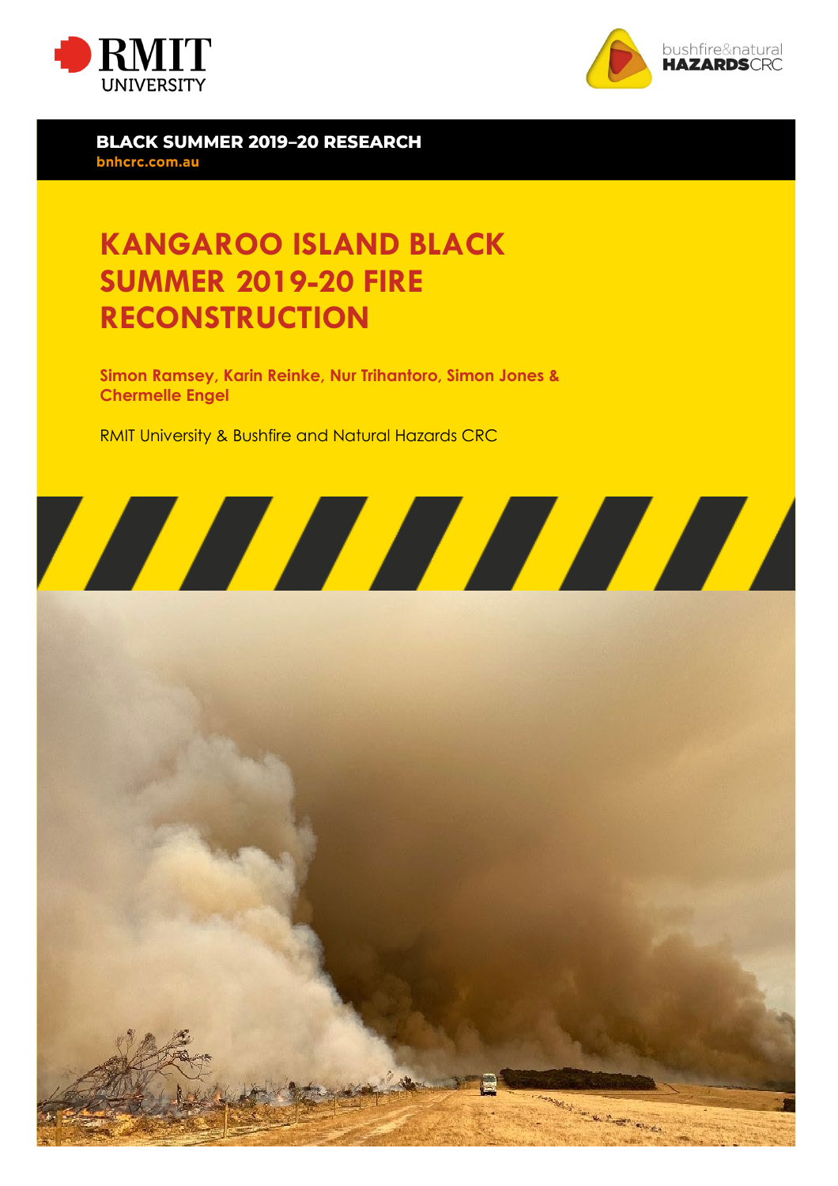BLACK SUMMER 2019–20 RESEARCH

bnhcrc.com.au

# KANGAROO ISLAND BLACK SUMMER 2019-20 FIRE RECONSTRUCTION

**Simon Ramsey, Karin Reinke, Nur Trihantoro, Simon Jones & Chermelle Engel**

RMIT University & Bushfire and Natural Hazards CRC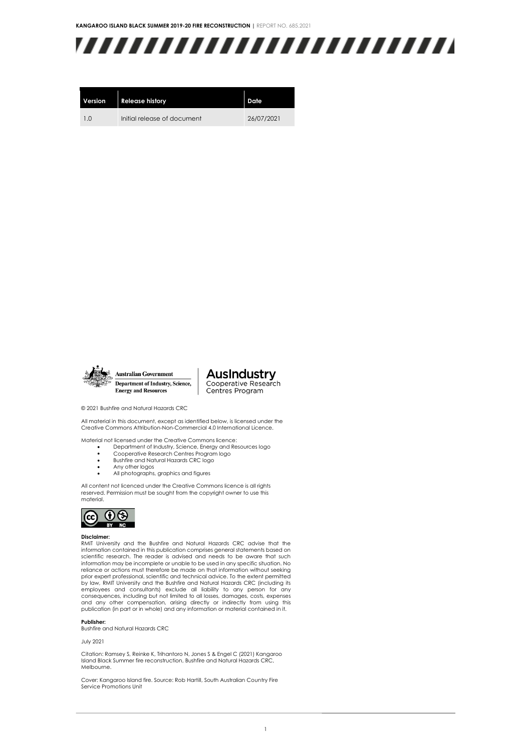| Version | Release history | Date |
|---|---|---|
| 1.0 | Initial release of document | 26/07/2021 |

Australian Government
Department of Industry, Science, Energy and Resources

AusIndustry
Cooperative Research Centres Program

© 2021 Bushfire and Natural Hazards CRC

All material in this document, except as identified below, is licensed under the Creative Commons Attribution-Non-Commercial 4.0 International Licence.

Material not licensed under the Creative Commons licence:

- Department of Industry, Science, Energy and Resources logo
- Cooperative Research Centres Program logo
- Bushfire and Natural Hazards CRC logo
- Any other logos
- All photographs, graphics and figures

All content not licenced under the Creative Commons licence is all rights reserved. Permission must be sought from the copyright owner to use this material.

**Disclaimer:**
RMIT University and the Bushfire and Natural Hazards CRC advise that the information contained in this publication comprises general statements based on scientific research. The reader is advised and needs to be aware that such information may be incomplete or unable to be used in any specific situation. No reliance or actions must therefore be made on that information without seeking prior expert professional, scientific and technical advice. To the extent permitted by law, RMIT University and the Bushfire and Natural Hazards CRC (including its employees and consultants) exclude all liability to any person for any consequences, including but not limited to all losses, damages, costs, expenses and any other compensation, arising directly or indirectly from using this publication (in part or in whole) and any information or material contained in it.

**Publisher:**
Bushfire and Natural Hazards CRC

July 2021

Citation: Ramsey S, Reinke K, Trihantoro N, Jones S & Engel C (2021) Kangaroo Island Black Summer fire reconstruction, Bushfire and Natural Hazards CRC, Melbourne.

Cover: Kangaroo Island fire. Source: Rob Hartill, South Australian Country Fire Service Promotions Unit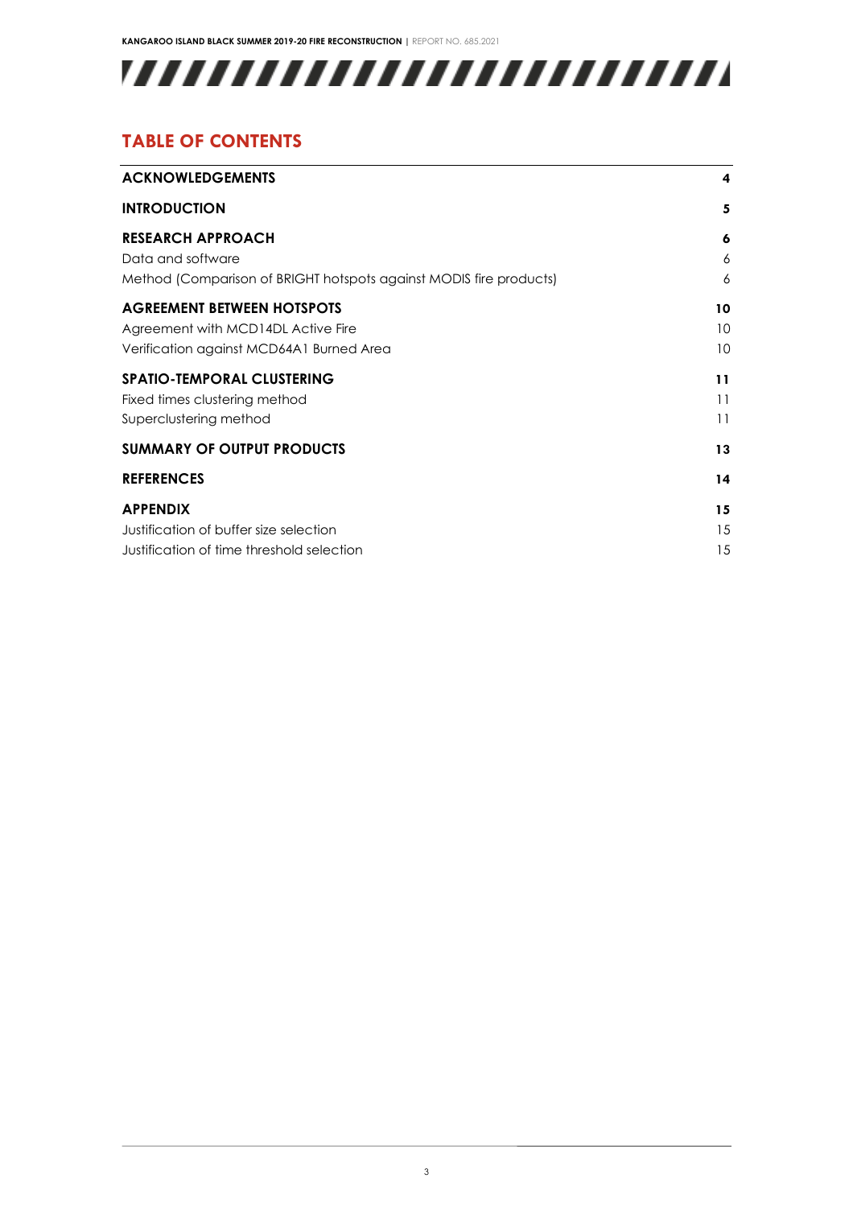## TABLE OF CONTENTS

| | |
|---|---|
| **ACKNOWLEDGEMENTS** | **4** |
| **INTRODUCTION** | **5** |
| **RESEARCH APPROACH** | **6** |
| Data and software | 6 |
| Method (Comparison of BRIGHT hotspots against MODIS fire products) | 6 |
| **AGREEMENT BETWEEN HOTSPOTS** | **10** |
| Agreement with MCD14DL Active Fire | 10 |
| Verification against MCD64A1 Burned Area | 10 |
| **SPATIO-TEMPORAL CLUSTERING** | **11** |
| Fixed times clustering method | 11 |
| Superclustering method | 11 |
| **SUMMARY OF OUTPUT PRODUCTS** | **13** |
| **REFERENCES** | **14** |
| **APPENDIX** | **15** |
| Justification of buffer size selection | 15 |
| Justification of time threshold selection | 15 |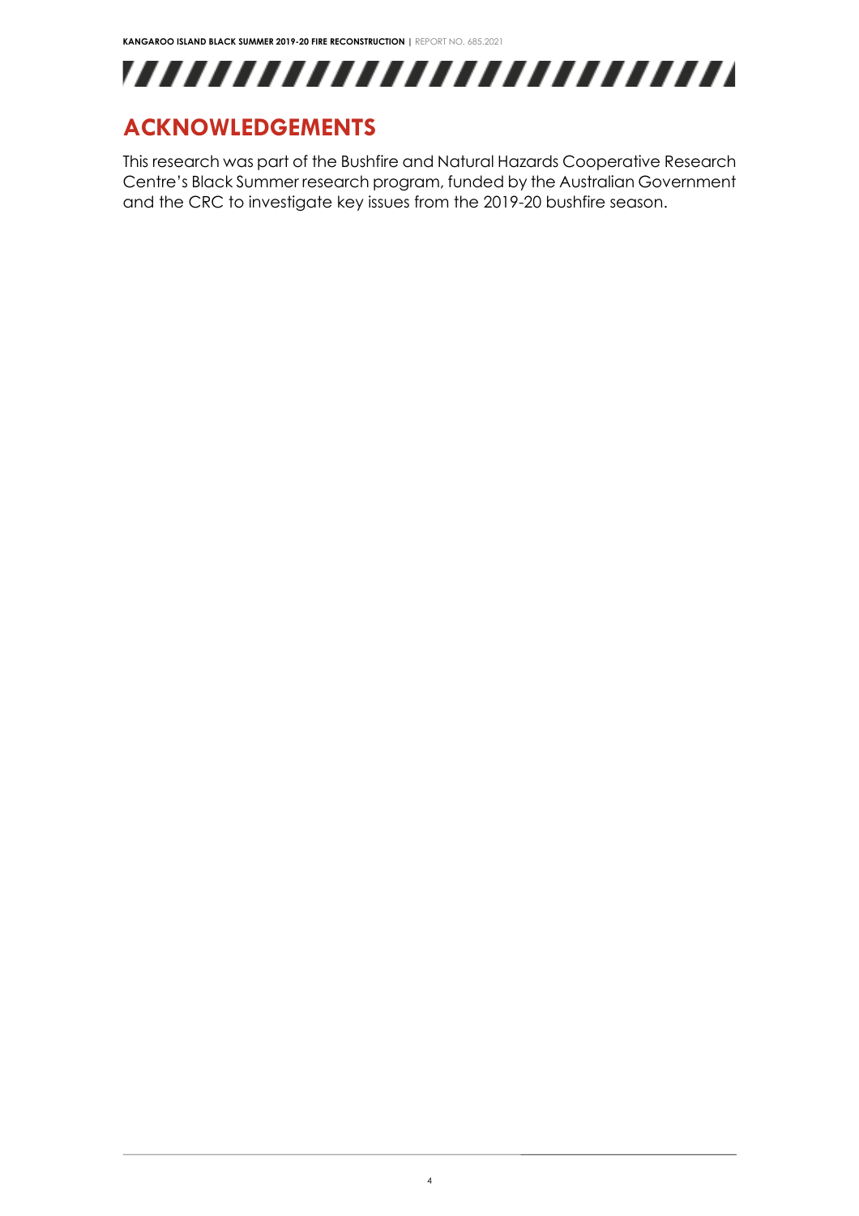# ACKNOWLEDGEMENTS

This research was part of the Bushfire and Natural Hazards Cooperative Research Centre's Black Summer research program, funded by the Australian Government and the CRC to investigate key issues from the 2019-20 bushfire season.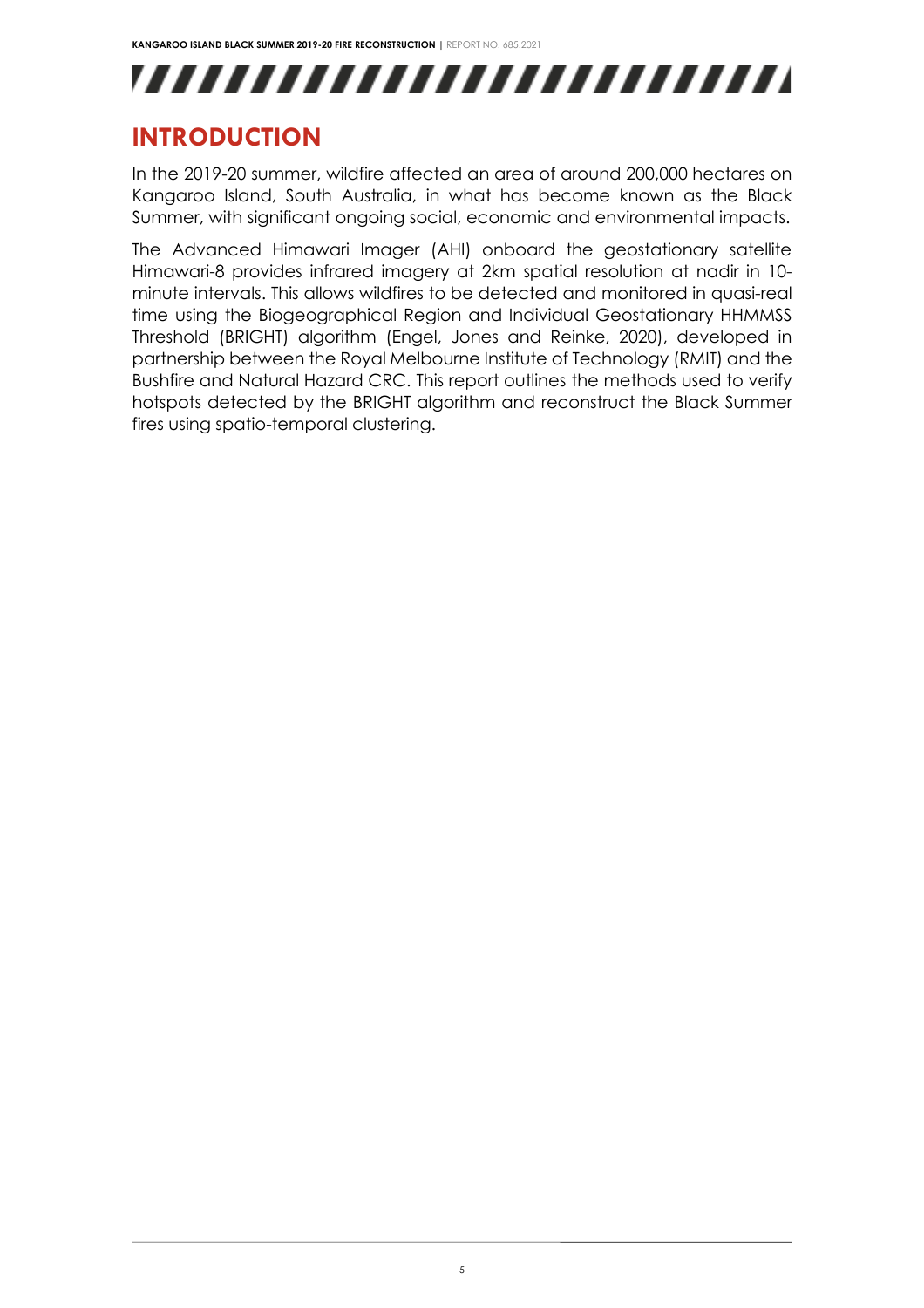# INTRODUCTION

In the 2019-20 summer, wildfire affected an area of around 200,000 hectares on Kangaroo Island, South Australia, in what has become known as the Black Summer, with significant ongoing social, economic and environmental impacts.

The Advanced Himawari Imager (AHI) onboard the geostationary satellite Himawari-8 provides infrared imagery at 2km spatial resolution at nadir in 10-minute intervals. This allows wildfires to be detected and monitored in quasi-real time using the Biogeographical Region and Individual Geostationary HHMMSS Threshold (BRIGHT) algorithm (Engel, Jones and Reinke, 2020), developed in partnership between the Royal Melbourne Institute of Technology (RMIT) and the Bushfire and Natural Hazard CRC. This report outlines the methods used to verify hotspots detected by the BRIGHT algorithm and reconstruct the Black Summer fires using spatio-temporal clustering.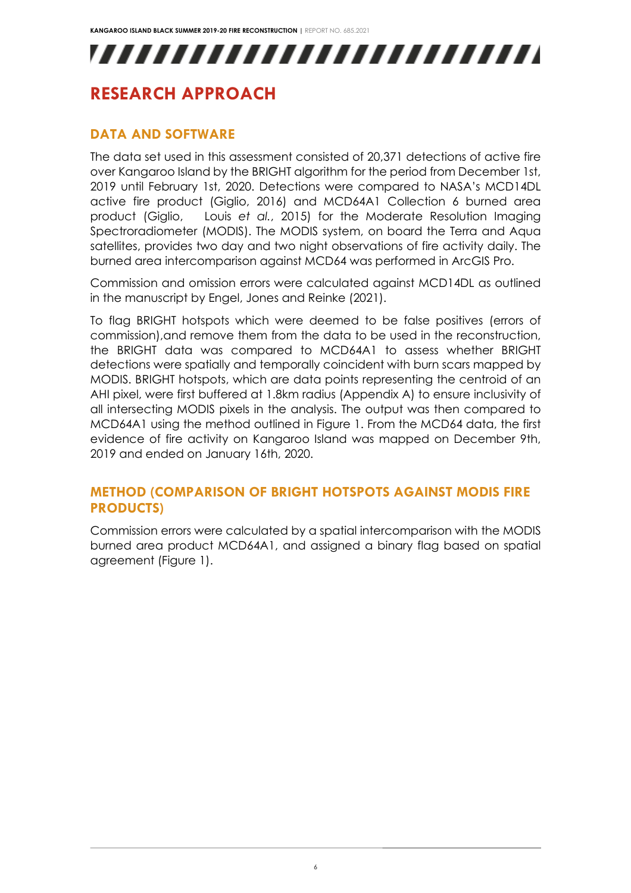# RESEARCH APPROACH

## DATA AND SOFTWARE

The data set used in this assessment consisted of 20,371 detections of active fire over Kangaroo Island by the BRIGHT algorithm for the period from December 1st, 2019 until February 1st, 2020. Detections were compared to NASA's MCD14DL active fire product (Giglio, 2016) and MCD64A1 Collection 6 burned area product (Giglio, Louis *et al.*, 2015) for the Moderate Resolution Imaging Spectroradiometer (MODIS). The MODIS system, on board the Terra and Aqua satellites, provides two day and two night observations of fire activity daily. The burned area intercomparison against MCD64 was performed in ArcGIS Pro.

Commission and omission errors were calculated against MCD14DL as outlined in the manuscript by Engel, Jones and Reinke (2021).

To flag BRIGHT hotspots which were deemed to be false positives (errors of commission),and remove them from the data to be used in the reconstruction, the BRIGHT data was compared to MCD64A1 to assess whether BRIGHT detections were spatially and temporally coincident with burn scars mapped by MODIS. BRIGHT hotspots, which are data points representing the centroid of an AHI pixel, were first buffered at 1.8km radius (Appendix A) to ensure inclusivity of all intersecting MODIS pixels in the analysis. The output was then compared to MCD64A1 using the method outlined in Figure 1. From the MCD64 data, the first evidence of fire activity on Kangaroo Island was mapped on December 9th, 2019 and ended on January 16th, 2020.

## METHOD (COMPARISON OF BRIGHT HOTSPOTS AGAINST MODIS FIRE PRODUCTS)

Commission errors were calculated by a spatial intercomparison with the MODIS burned area product MCD64A1, and assigned a binary flag based on spatial agreement (Figure 1).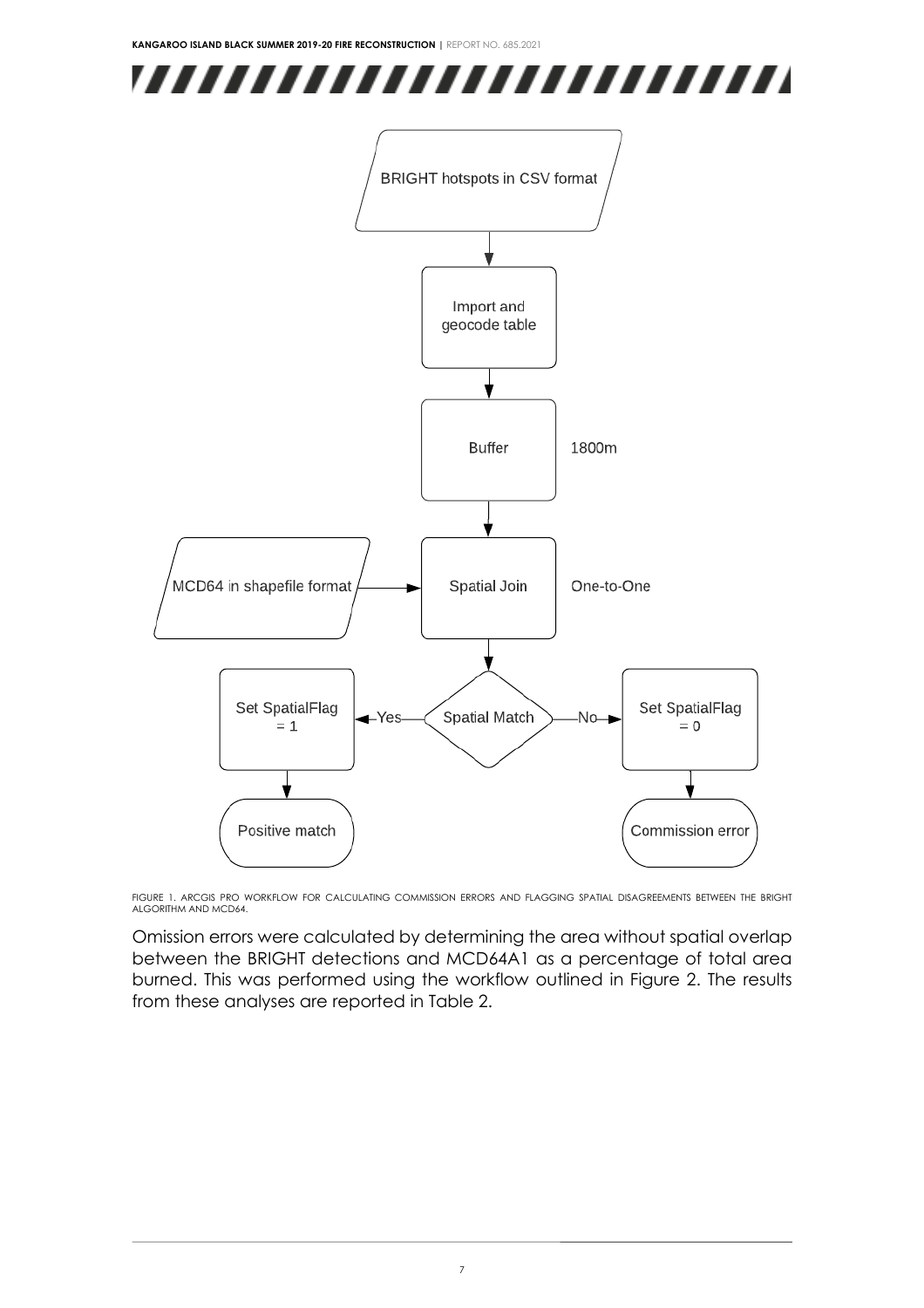FIGURE 1. ARCGIS PRO WORKFLOW FOR CALCULATING COMMISSION ERRORS AND FLAGGING SPATIAL DISAGREEMENTS BETWEEN THE BRIGHT ALGORITHM AND MCD64.

Omission errors were calculated by determining the area without spatial overlap between the BRIGHT detections and MCD64A1 as a percentage of total area burned. This was performed using the workflow outlined in Figure 2. The results from these analyses are reported in Table 2.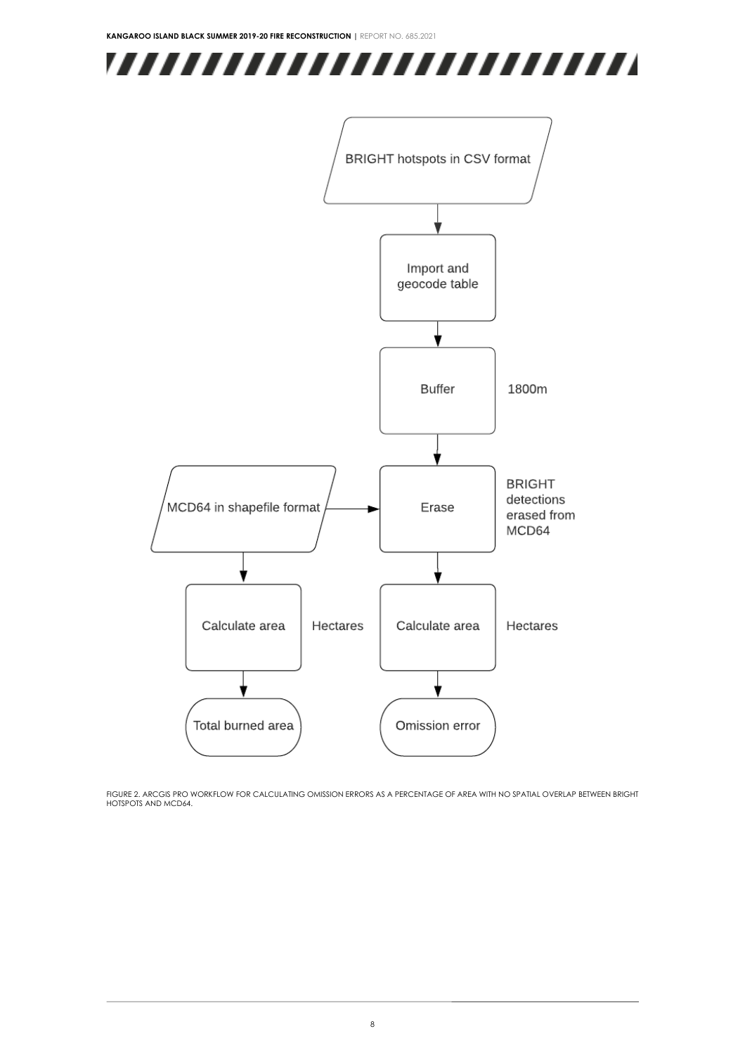BRIGHT hotspots in CSV format

Import and geocode table

Buffer — 1800m

MCD64 in shapefile format

Erase — BRIGHT detections erased from MCD64

Calculate area — Hectares

Calculate area — Hectares

Total burned area

Omission error

FIGURE 2. ARCGIS PRO WORKFLOW FOR CALCULATING OMISSION ERRORS AS A PERCENTAGE OF AREA WITH NO SPATIAL OVERLAP BETWEEN BRIGHT HOTSPOTS AND MCD64.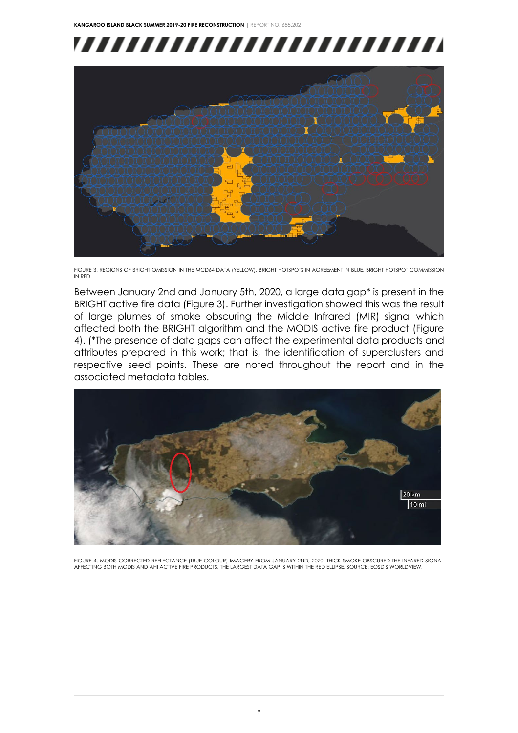FIGURE 3. REGIONS OF BRIGHT OMISSION IN THE MCD64 DATA (YELLOW). BRIGHT HOTSPOTS IN AGREEMENT IN BLUE. BRIGHT HOTSPOT COMMISSION IN RED.

Between January 2nd and January 5th, 2020, a large data gap* is present in the BRIGHT active fire data (Figure 3). Further investigation showed this was the result of large plumes of smoke obscuring the Middle Infrared (MIR) signal which affected both the BRIGHT algorithm and the MODIS active fire product (Figure 4). (*The presence of data gaps can affect the experimental data products and attributes prepared in this work; that is, the identification of superclusters and respective seed points. These are noted throughout the report and in the associated metadata tables.

FIGURE 4. MODIS CORRECTED REFLECTANCE (TRUE COLOUR) IMAGERY FROM JANUARY 2ND, 2020. THICK SMOKE OBSCURED THE INFARED SIGNAL AFFECTING BOTH MODIS AND AHI ACTIVE FIRE PRODUCTS. THE LARGEST DATA GAP IS WITHIN THE RED ELLIPSE. SOURCE: EOSDIS WORLDVIEW.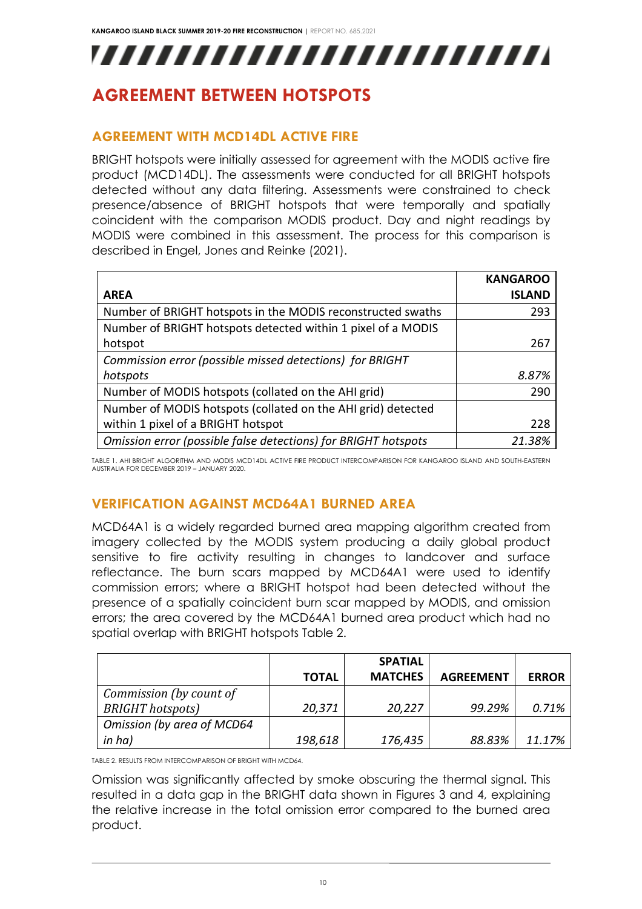# AGREEMENT BETWEEN HOTSPOTS

## AGREEMENT WITH MCD14DL ACTIVE FIRE

BRIGHT hotspots were initially assessed for agreement with the MODIS active fire product (MCD14DL). The assessments were conducted for all BRIGHT hotspots detected without any data filtering. Assessments were constrained to check presence/absence of BRIGHT hotspots that were temporally and spatially coincident with the comparison MODIS product. Day and night readings by MODIS were combined in this assessment. The process for this comparison is described in Engel, Jones and Reinke (2021).

| AREA | KANGAROO ISLAND |
|---|---|
| Number of BRIGHT hotspots in the MODIS reconstructed swaths | 293 |
| Number of BRIGHT hotspots detected within 1 pixel of a MODIS hotspot | 267 |
| *Commission error (possible missed detections) for BRIGHT hotspots* | *8.87%* |
| Number of MODIS hotspots (collated on the AHI grid) | 290 |
| Number of MODIS hotspots (collated on the AHI grid) detected within 1 pixel of a BRIGHT hotspot | 228 |
| *Omission error (possible false detections) for BRIGHT hotspots* | *21.38%* |

TABLE 1. AHI BRIGHT ALGORITHM AND MODIS MCD14DL ACTIVE FIRE PRODUCT INTERCOMPARISON FOR KANGAROO ISLAND AND SOUTH-EASTERN AUSTRALIA FOR DECEMBER 2019 – JANUARY 2020.

## VERIFICATION AGAINST MCD64A1 BURNED AREA

MCD64A1 is a widely regarded burned area mapping algorithm created from imagery collected by the MODIS system producing a daily global product sensitive to fire activity resulting in changes to landcover and surface reflectance. The burn scars mapped by MCD64A1 were used to identify commission errors; where a BRIGHT hotspot had been detected without the presence of a spatially coincident burn scar mapped by MODIS, and omission errors; the area covered by the MCD64A1 burned area product which had no spatial overlap with BRIGHT hotspots Table 2.

| | TOTAL | SPATIAL MATCHES | AGREEMENT | ERROR |
|---|---|---|---|---|
| *Commission (by count of BRIGHT hotspots)* | *20,371* | *20,227* | *99.29%* | *0.71%* |
| *Omission (by area of MCD64 in ha)* | *198,618* | *176,435* | *88.83%* | *11.17%* |

TABLE 2. RESULTS FROM INTERCOMPARISON OF BRIGHT WITH MCD64.

Omission was significantly affected by smoke obscuring the thermal signal. This resulted in a data gap in the BRIGHT data shown in Figures 3 and 4, explaining the relative increase in the total omission error compared to the burned area product.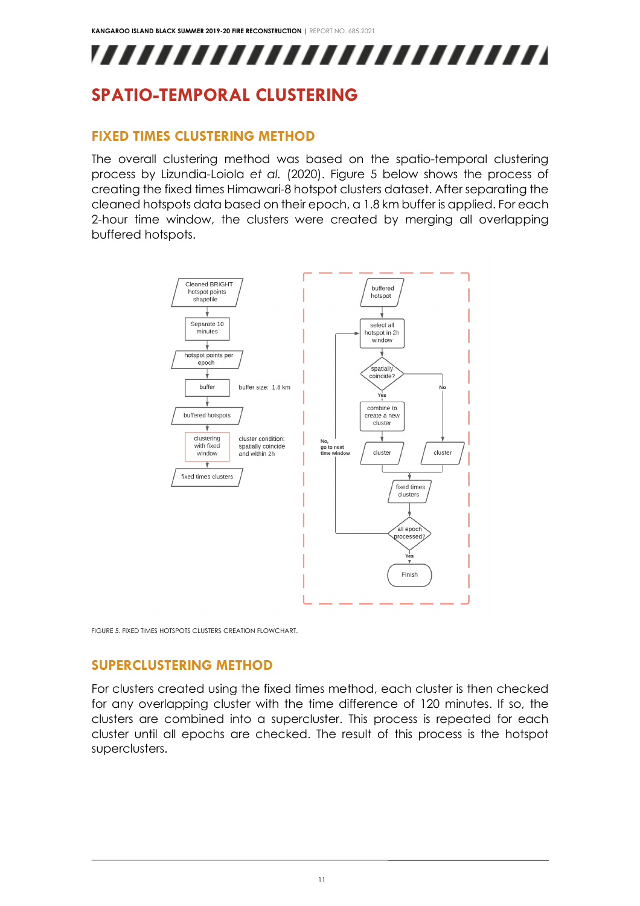# SPATIO-TEMPORAL CLUSTERING

## FIXED TIMES CLUSTERING METHOD

The overall clustering method was based on the spatio-temporal clustering process by Lizundia-Loiola *et al.* (2020). Figure 5 below shows the process of creating the fixed times Himawari-8 hotspot clusters dataset. After separating the cleaned hotspots data based on their epoch, a 1.8 km buffer is applied. For each 2-hour time window, the clusters were created by merging all overlapping buffered hotspots.

Cleaned BRIGHT hotspot points shapefile → Separate 10 minutes → hotspot points per epoch → buffer (buffer size: 1.8 km) → buffered hotspots → clustering with fixed window (cluster condition: spatially coincide and within 2h) → fixed times clusters

buffered hotspot → select all hotspot in 2h window → spatially coincide? → Yes: combine to create a new cluster → cluster; No: cluster → fixed times clusters → all epoch processed? → Yes: Finish; No, go to next time window → select all hotspot in 2h window

FIGURE 5. FIXED TIMES HOTSPOTS CLUSTERS CREATION FLOWCHART.

## SUPERCLUSTERING METHOD

For clusters created using the fixed times method, each cluster is then checked for any overlapping cluster with the time difference of 120 minutes. If so, the clusters are combined into a supercluster. This process is repeated for each cluster until all epochs are checked. The result of this process is the hotspot superclusters.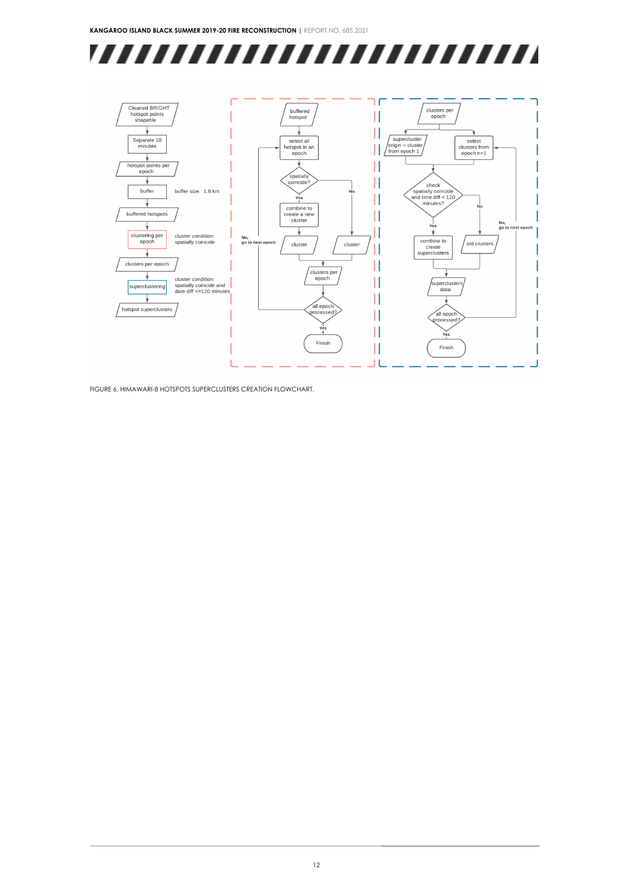Cleaned BRIGHT hotspot points shapefile

Separate 10 minutes

hotspot points per epoch

buffer — buffer size: 1.8 km

buffered hotspots

clustering per epoch — cluster condition: spatially coincide

clusters per epoch

superclustering — cluster condition: spatially coincide and date diff <=120 minutes

hotspot superclusters

buffered hotspot

select all hotspot in an epoch

spatially coincide?

Yes — combine to create a new cluster — cluster

No — cluster

clusters per epoch

all epoch processed?

No, go to next epoch

Yes — Finish

clusters per epoch

supercluster origin = cluster from epoch 1

select clusters from epoch n+1

check spatially coincide and time diff < 120 minutes?

Yes — combine to create superclusters

No — old clusters

superclusters data

all epoch processed?

No, go to next epoch

Yes — Finish

FIGURE 6. HIMAWARI-8 HOTSPOTS SUPERCLUSTERS CREATION FLOWCHART.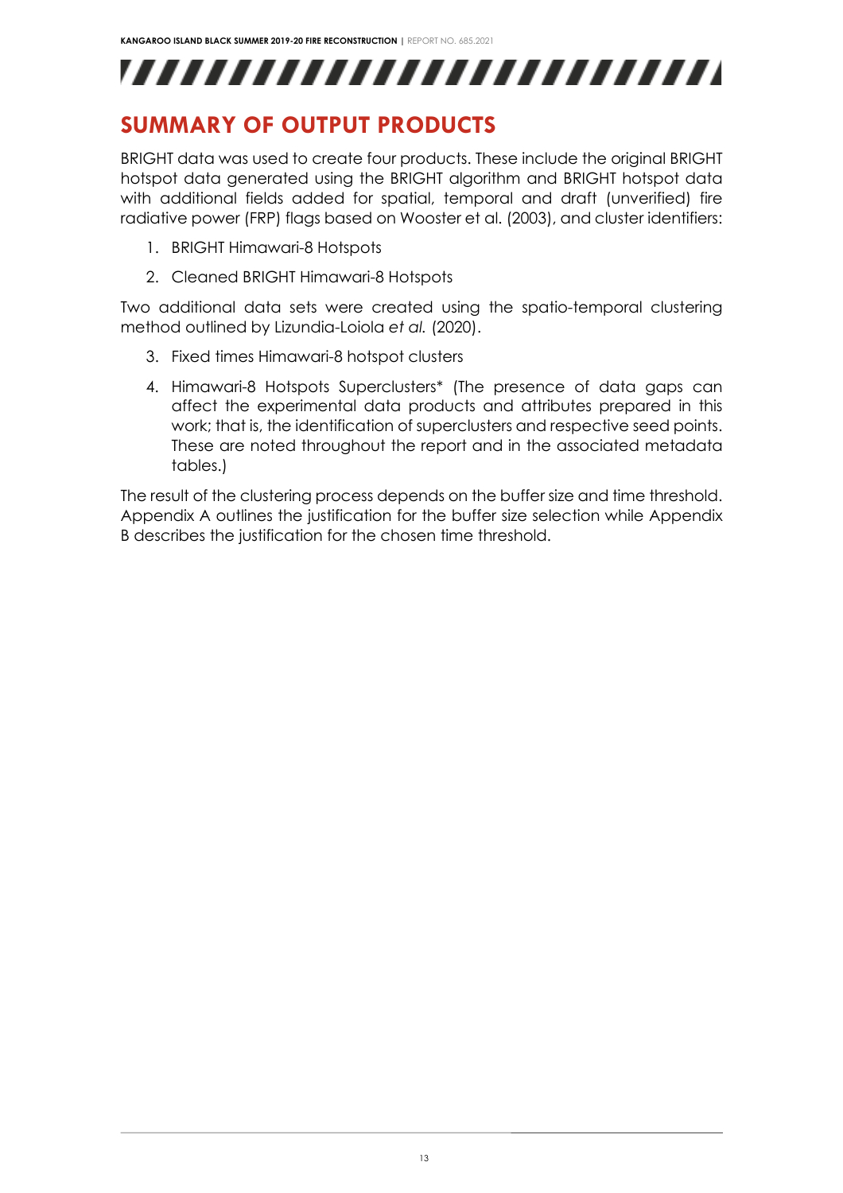## SUMMARY OF OUTPUT PRODUCTS

BRIGHT data was used to create four products. These include the original BRIGHT hotspot data generated using the BRIGHT algorithm and BRIGHT hotspot data with additional fields added for spatial, temporal and draft (unverified) fire radiative power (FRP) flags based on Wooster et al. (2003), and cluster identifiers:

1. BRIGHT Himawari-8 Hotspots
2. Cleaned BRIGHT Himawari-8 Hotspots

Two additional data sets were created using the spatio-temporal clustering method outlined by Lizundia-Loiola *et al.* (2020).

3. Fixed times Himawari-8 hotspot clusters
4. Himawari-8 Hotspots Superclusters* (The presence of data gaps can affect the experimental data products and attributes prepared in this work; that is, the identification of superclusters and respective seed points. These are noted throughout the report and in the associated metadata tables.)

The result of the clustering process depends on the buffer size and time threshold. Appendix A outlines the justification for the buffer size selection while Appendix B describes the justification for the chosen time threshold.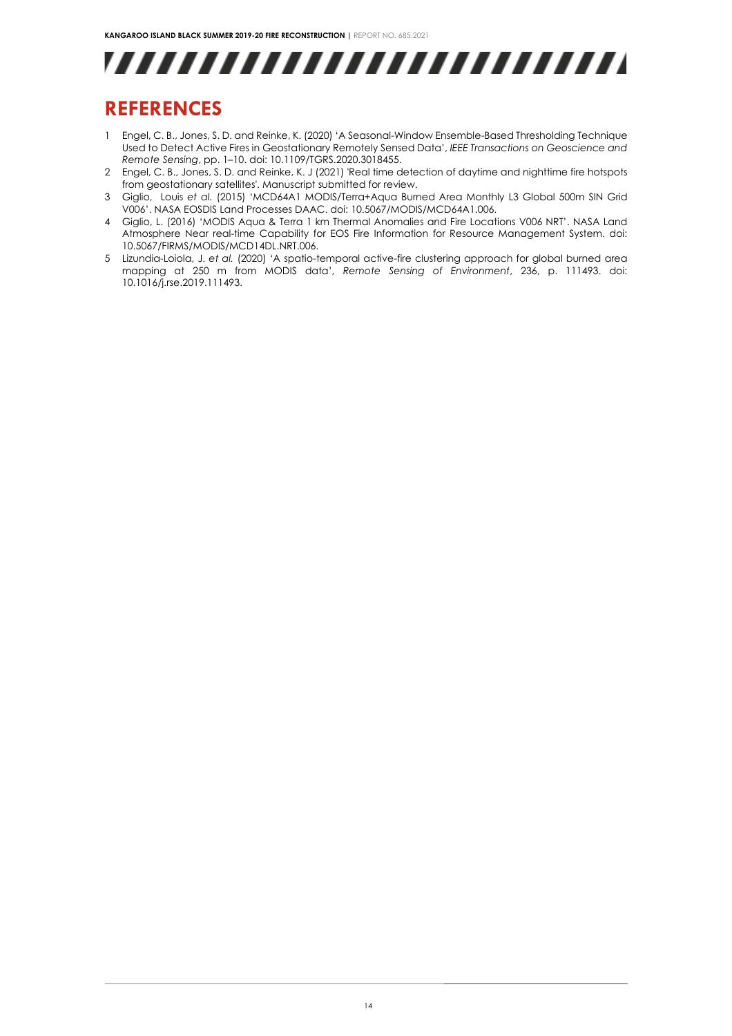# REFERENCES

1. Engel, C. B., Jones, S. D. and Reinke, K. (2020) 'A Seasonal-Window Ensemble-Based Thresholding Technique Used to Detect Active Fires in Geostationary Remotely Sensed Data', *IEEE Transactions on Geoscience and Remote Sensing*, pp. 1–10. doi: 10.1109/TGRS.2020.3018455.
2. Engel, C. B., Jones, S. D. and Reinke, K. J (2021) 'Real time detection of daytime and nighttime fire hotspots from geostationary satellites'. Manuscript submitted for review.
3. Giglio, Louis *et al.* (2015) 'MCD64A1 MODIS/Terra+Aqua Burned Area Monthly L3 Global 500m SIN Grid V006'. NASA EOSDIS Land Processes DAAC. doi: 10.5067/MODIS/MCD64A1.006.
4. Giglio, L. (2016) 'MODIS Aqua & Terra 1 km Thermal Anomalies and Fire Locations V006 NRT'. NASA Land Atmosphere Near real-time Capability for EOS Fire Information for Resource Management System. doi: 10.5067/FIRMS/MODIS/MCD14DL.NRT.006.
5. Lizundia-Loiola, J. *et al.* (2020) 'A spatio-temporal active-fire clustering approach for global burned area mapping at 250 m from MODIS data', *Remote Sensing of Environment*, 236, p. 111493. doi: 10.1016/j.rse.2019.111493.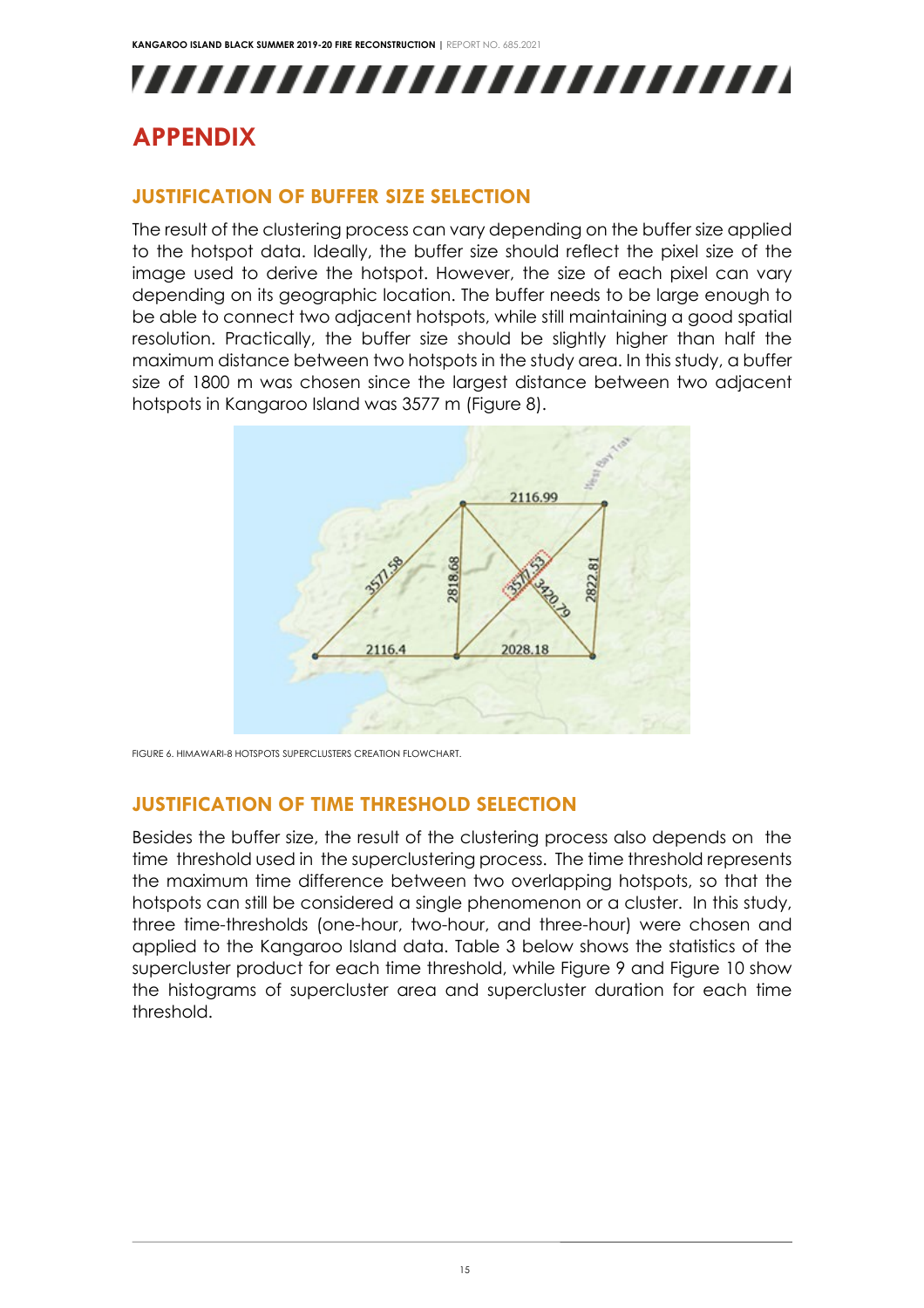# APPENDIX

## JUSTIFICATION OF BUFFER SIZE SELECTION

The result of the clustering process can vary depending on the buffer size applied to the hotspot data. Ideally, the buffer size should reflect the pixel size of the image used to derive the hotspot. However, the size of each pixel can vary depending on its geographic location. The buffer needs to be large enough to be able to connect two adjacent hotspots, while still maintaining a good spatial resolution. Practically, the buffer size should be slightly higher than half the maximum distance between two hotspots in the study area. In this study, a buffer size of 1800 m was chosen since the largest distance between two adjacent hotspots in Kangaroo Island was 3577 m (Figure 8).

FIGURE 6. HIMAWARI-8 HOTSPOTS SUPERCLUSTERS CREATION FLOWCHART.

## JUSTIFICATION OF TIME THRESHOLD SELECTION

Besides the buffer size, the result of the clustering process also depends on the time threshold used in the superclustering process. The time threshold represents the maximum time difference between two overlapping hotspots, so that the hotspots can still be considered a single phenomenon or a cluster. In this study, three time-thresholds (one-hour, two-hour, and three-hour) were chosen and applied to the Kangaroo Island data. Table 3 below shows the statistics of the supercluster product for each time threshold, while Figure 9 and Figure 10 show the histograms of supercluster area and supercluster duration for each time threshold.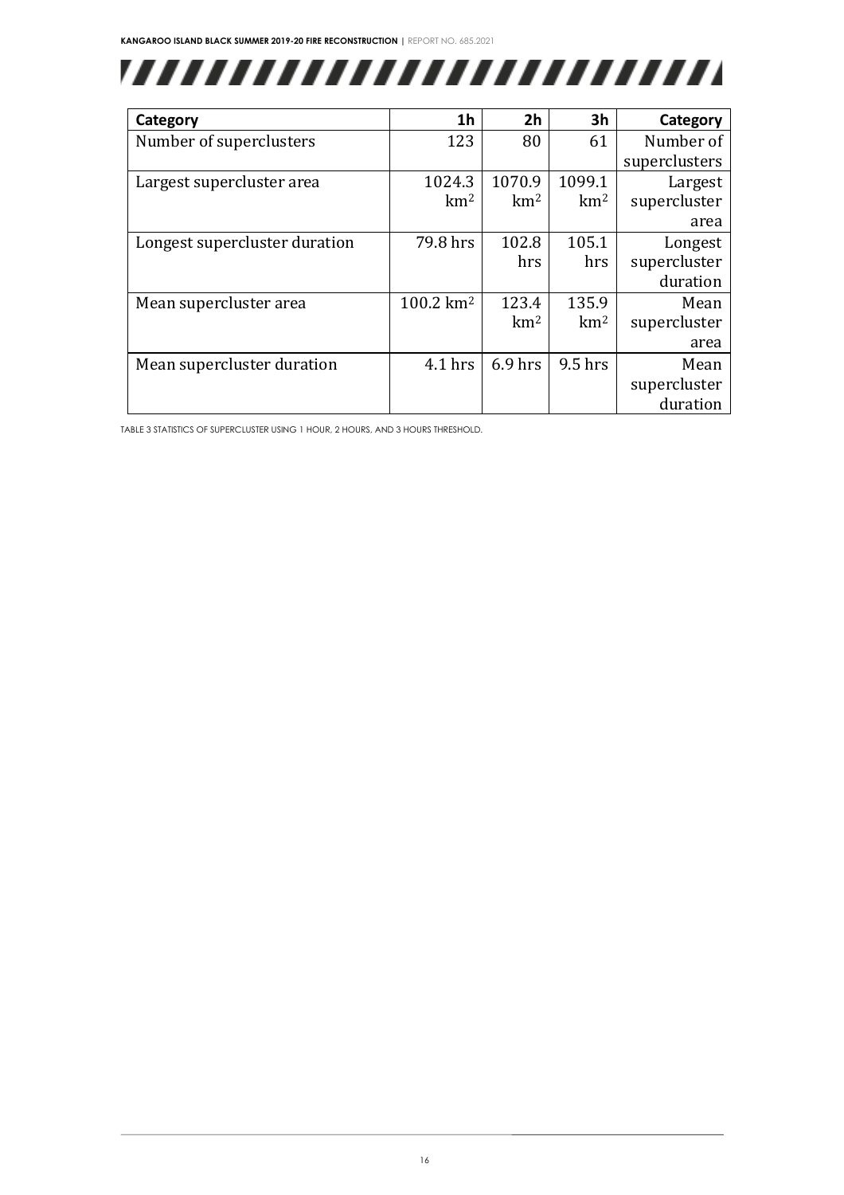| Category | 1h | 2h | 3h | Category |
|---|---|---|---|---|
| Number of superclusters | 123 | 80 | 61 | Number of superclusters |
| Largest supercluster area | 1024.3 $km^2$ | 1070.9 $km^2$ | 1099.1 $km^2$ | Largest supercluster area |
| Longest supercluster duration | 79.8 hrs | 102.8 hrs | 105.1 hrs | Longest supercluster duration |
| Mean supercluster area | 100.2 $km^2$ | 123.4 $km^2$ | 135.9 $km^2$ | Mean supercluster area |
| Mean supercluster duration | 4.1 hrs | 6.9 hrs | 9.5 hrs | Mean supercluster duration |

TABLE 3 STATISTICS OF SUPERCLUSTER USING 1 HOUR, 2 HOURS, AND 3 HOURS THRESHOLD.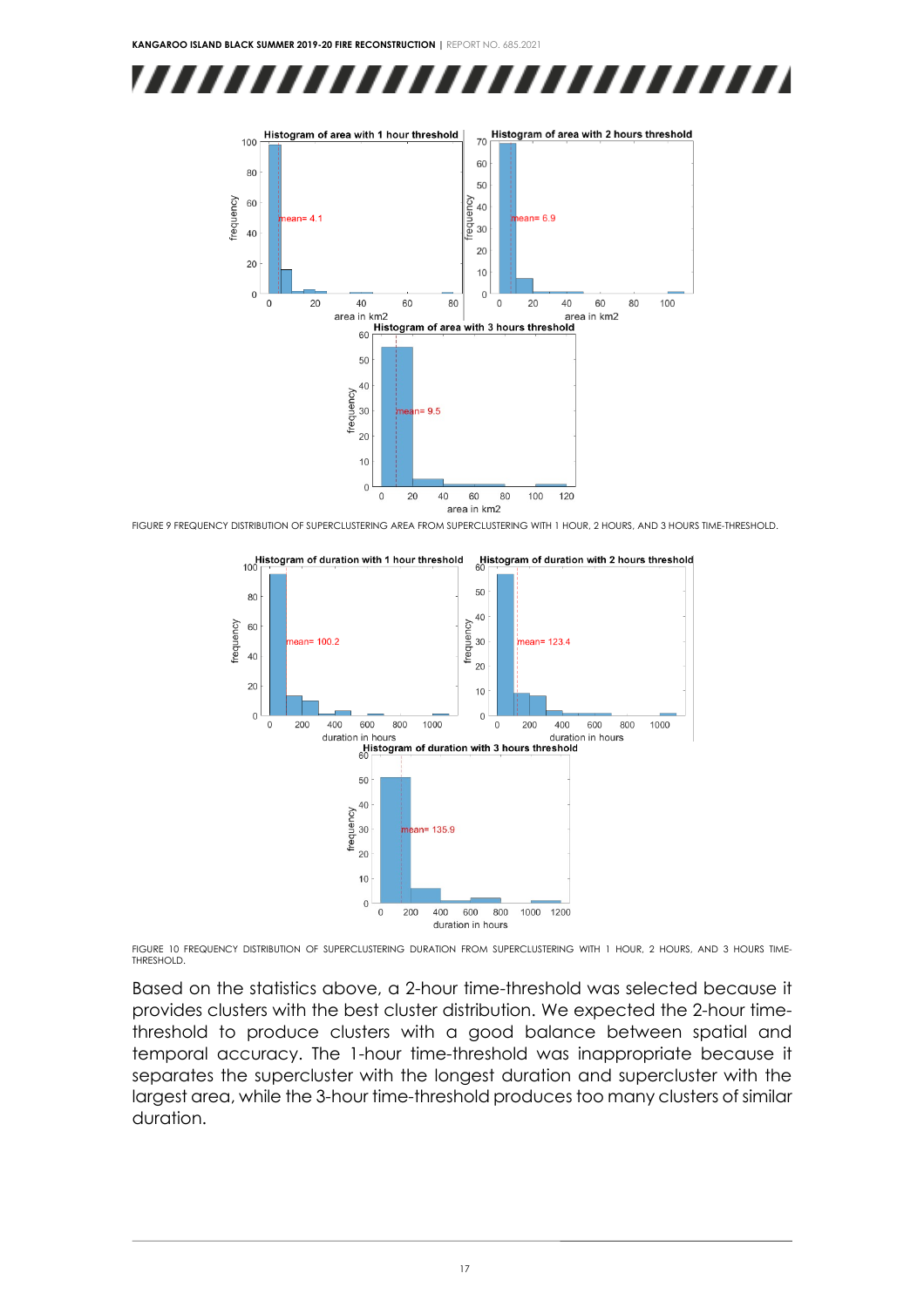Histogram of area with 1 hour threshold

frequency

mean= 4.1

area in km2

Histogram of area with 2 hours threshold

frequency

mean= 6.9

area in km2

Histogram of area with 3 hours threshold

frequency

mean= 9.5

area in km2

FIGURE 9 FREQUENCY DISTRIBUTION OF SUPERCLUSTERING AREA FROM SUPERCLUSTERING WITH 1 HOUR, 2 HOURS, AND 3 HOURS TIME-THRESHOLD.

Histogram of duration with 1 hour threshold

frequency

mean= 100.2

duration in hours

Histogram of duration with 2 hours threshold

frequency

mean= 123.4

duration in hours

Histogram of duration with 3 hours threshold

frequency

mean= 135.9

duration in hours

FIGURE 10 FREQUENCY DISTRIBUTION OF SUPERCLUSTERING DURATION FROM SUPERCLUSTERING WITH 1 HOUR, 2 HOURS, AND 3 HOURS TIME-THRESHOLD.

Based on the statistics above, a 2-hour time-threshold was selected because it provides clusters with the best cluster distribution. We expected the 2-hour time-threshold to produce clusters with a good balance between spatial and temporal accuracy. The 1-hour time-threshold was inappropriate because it separates the supercluster with the longest duration and supercluster with the largest area, while the 3-hour time-threshold produces too many clusters of similar duration.